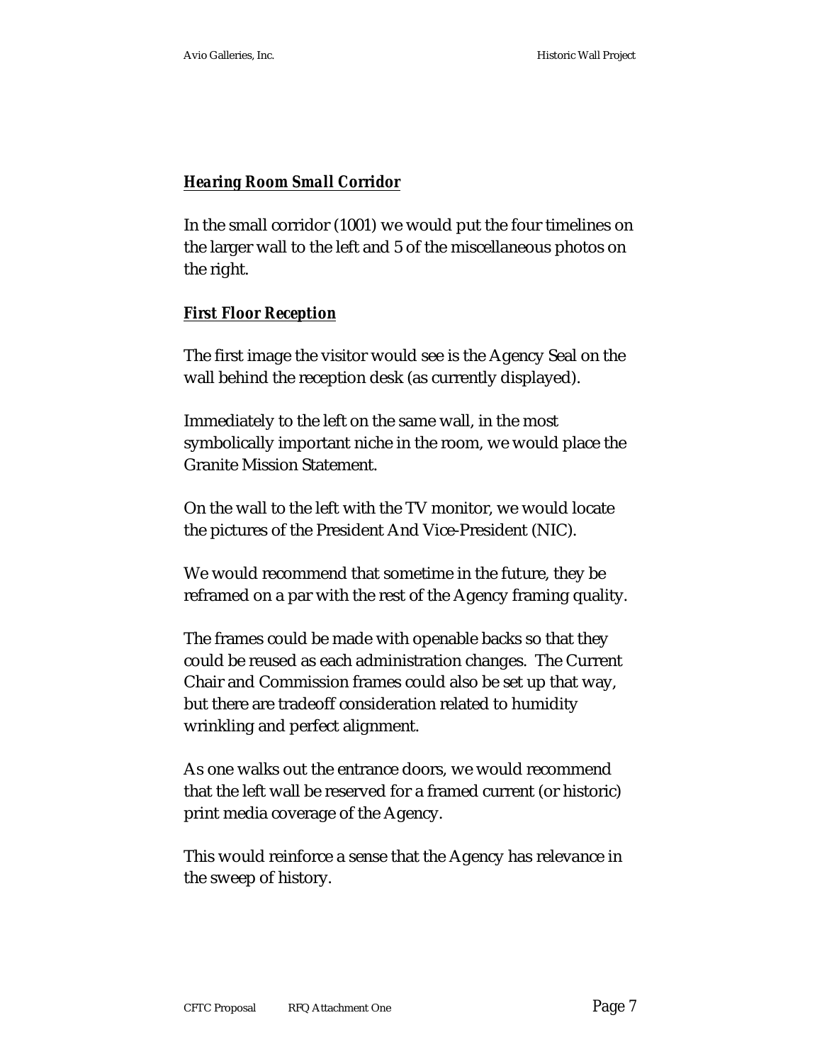***Hearing Room Small Corridor***

In the small corridor (1001) we would put the four timelines on the larger wall to the left and 5 of the miscellaneous photos on the right.

***First Floor Reception***

The first image the visitor would see is the Agency Seal on the wall behind the reception desk (as currently displayed).

Immediately to the left on the same wall, in the most symbolically important niche in the room, we would place the Granite Mission Statement.

On the wall to the left with the TV monitor, we would locate the pictures of the President And Vice-President (NIC).

We would recommend that sometime in the future, they be reframed on a par with the rest of the Agency framing quality.

The frames could be made with openable backs so that they could be reused as each administration changes. The Current Chair and Commission frames could also be set up that way, but there are tradeoff consideration related to humidity wrinkling and perfect alignment.

As one walks out the entrance doors, we would recommend that the left wall be reserved for a framed current (or historic) print media coverage of the Agency.

This would reinforce a sense that the Agency has relevance in the sweep of history.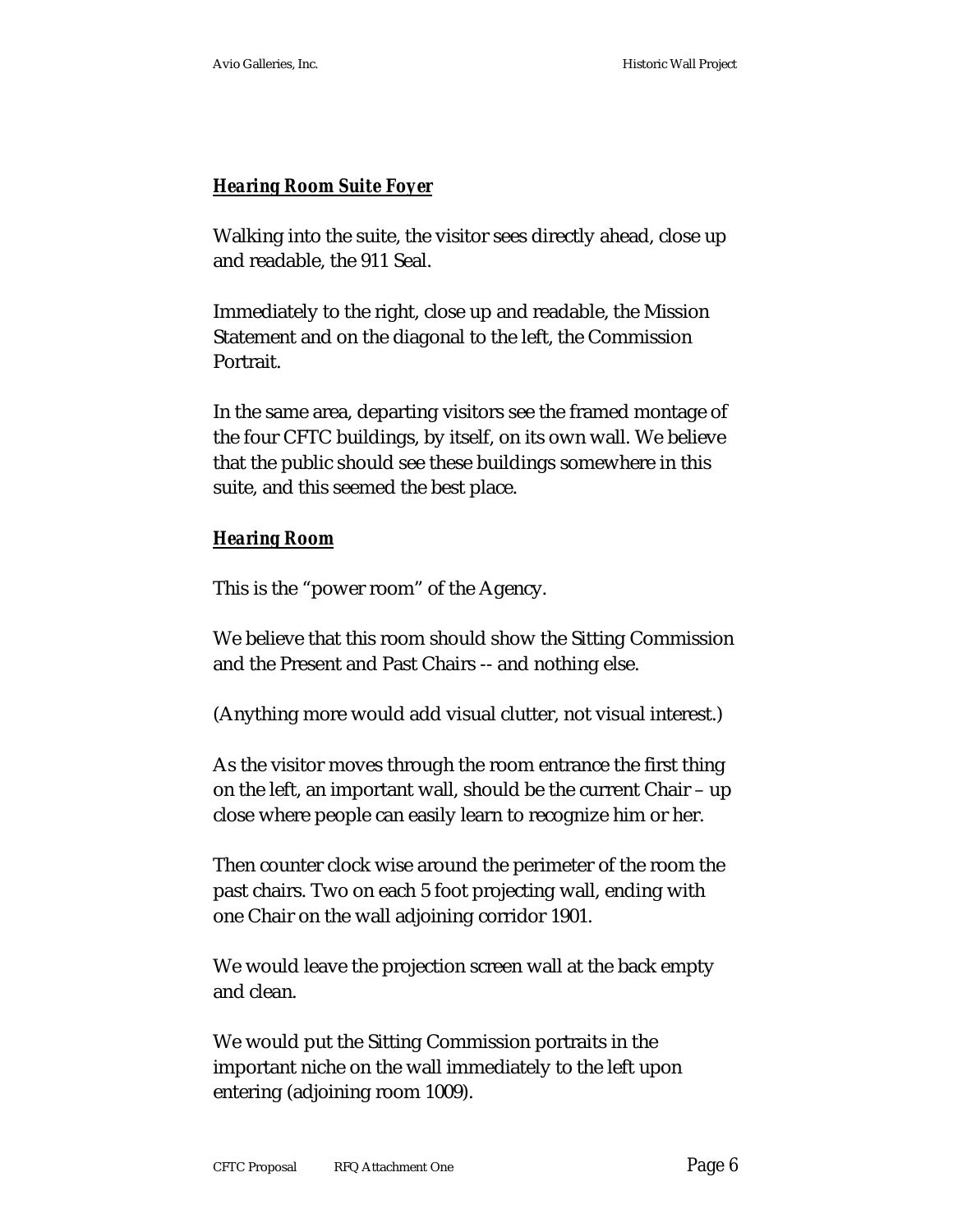***Hearing Room Suite Foyer***

Walking into the suite, the visitor sees directly ahead, close up and readable, the 911 Seal.

Immediately to the right, close up and readable, the Mission Statement and on the diagonal to the left, the Commission Portrait.

In the same area, departing visitors see the framed montage of the four CFTC buildings, by itself, on its own wall. We believe that the public should see these buildings somewhere in this suite, and this seemed the best place.

***Hearing Room***

This is the "power room" of the Agency.

We believe that this room should show the Sitting Commission and the Present and Past Chairs -- and nothing else.

(Anything more would add visual clutter, not visual interest.)

As the visitor moves through the room entrance the first thing on the left, an important wall, should be the current Chair – up close where people can easily learn to recognize him or her.

Then counter clock wise around the perimeter of the room the past chairs. Two on each 5 foot projecting wall, ending with one Chair on the wall adjoining corridor 1901.

We would leave the projection screen wall at the back empty and clean.

We would put the Sitting Commission portraits in the important niche on the wall immediately to the left upon entering (adjoining room 1009).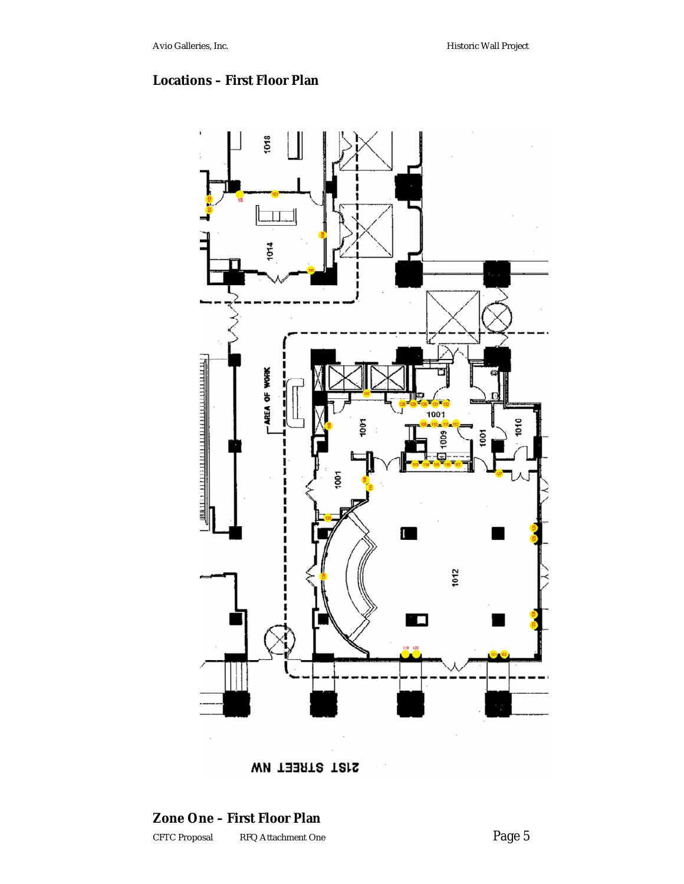## Locations – First Floor Plan

1018

1014

AREA OF WORK

1001

1009

1010

1012

21ST STREET NW

## Zone One – First Floor Plan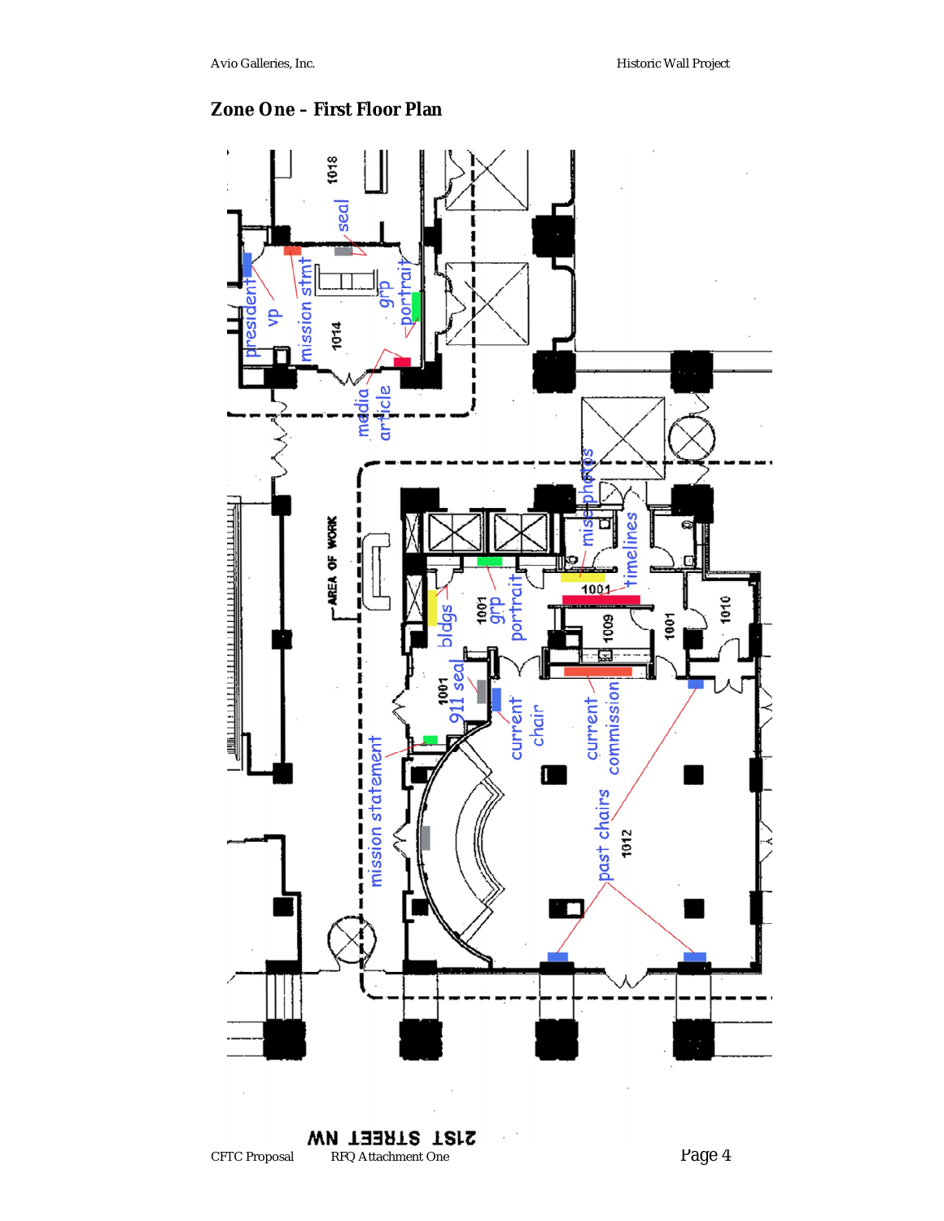## Zone One – First Floor Plan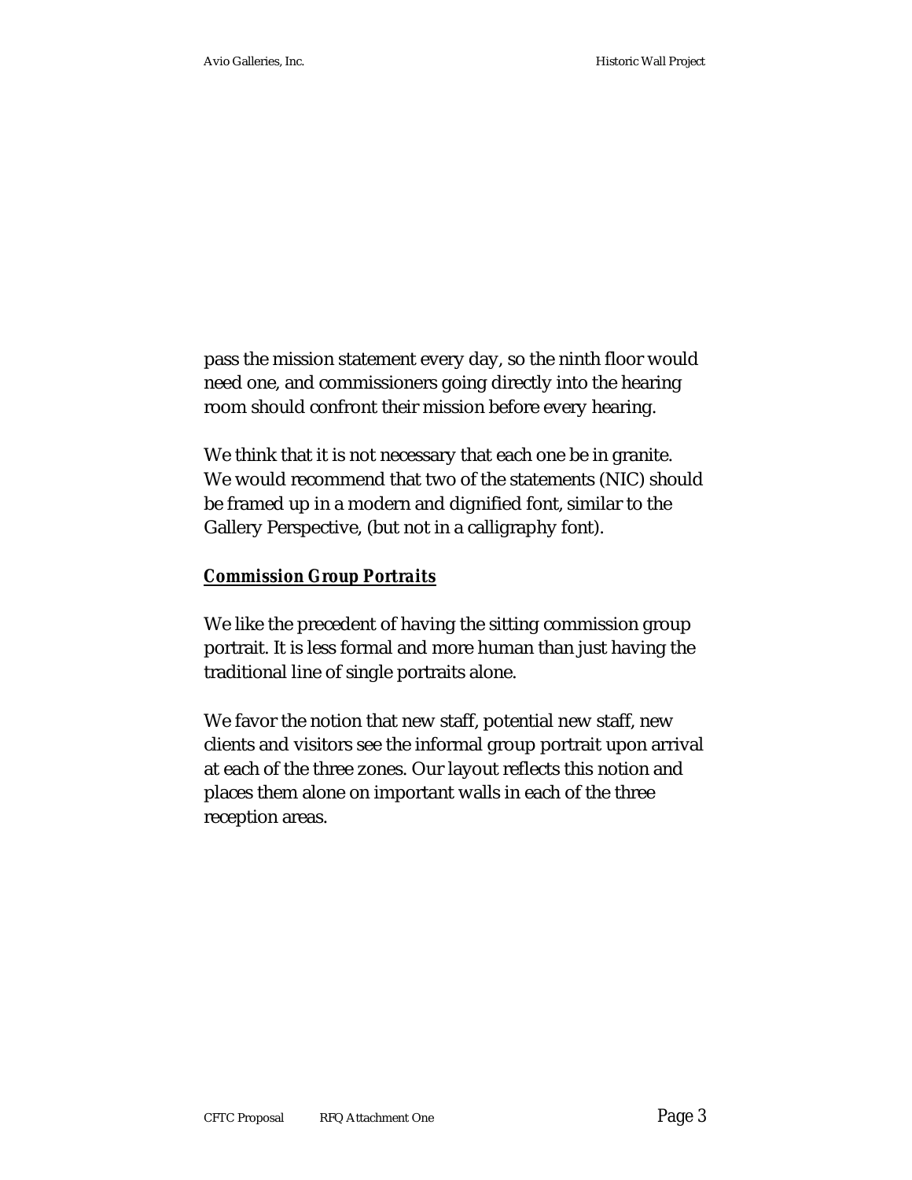pass the mission statement every day, so the ninth floor would need one, and commissioners going directly into the hearing room should confront their mission before every hearing.

We think that it is not necessary that each one be in granite. We would recommend that two of the statements (NIC) should be framed up in a modern and dignified font, similar to the Gallery Perspective, (but not in a calligraphy font).

### ***Commission Group Portraits***

We like the precedent of having the sitting commission group portrait. It is less formal and more human than just having the traditional line of single portraits alone.

We favor the notion that new staff, potential new staff, new clients and visitors see the informal group portrait upon arrival at each of the three zones. Our layout reflects this notion and places them alone on important walls in each of the three reception areas.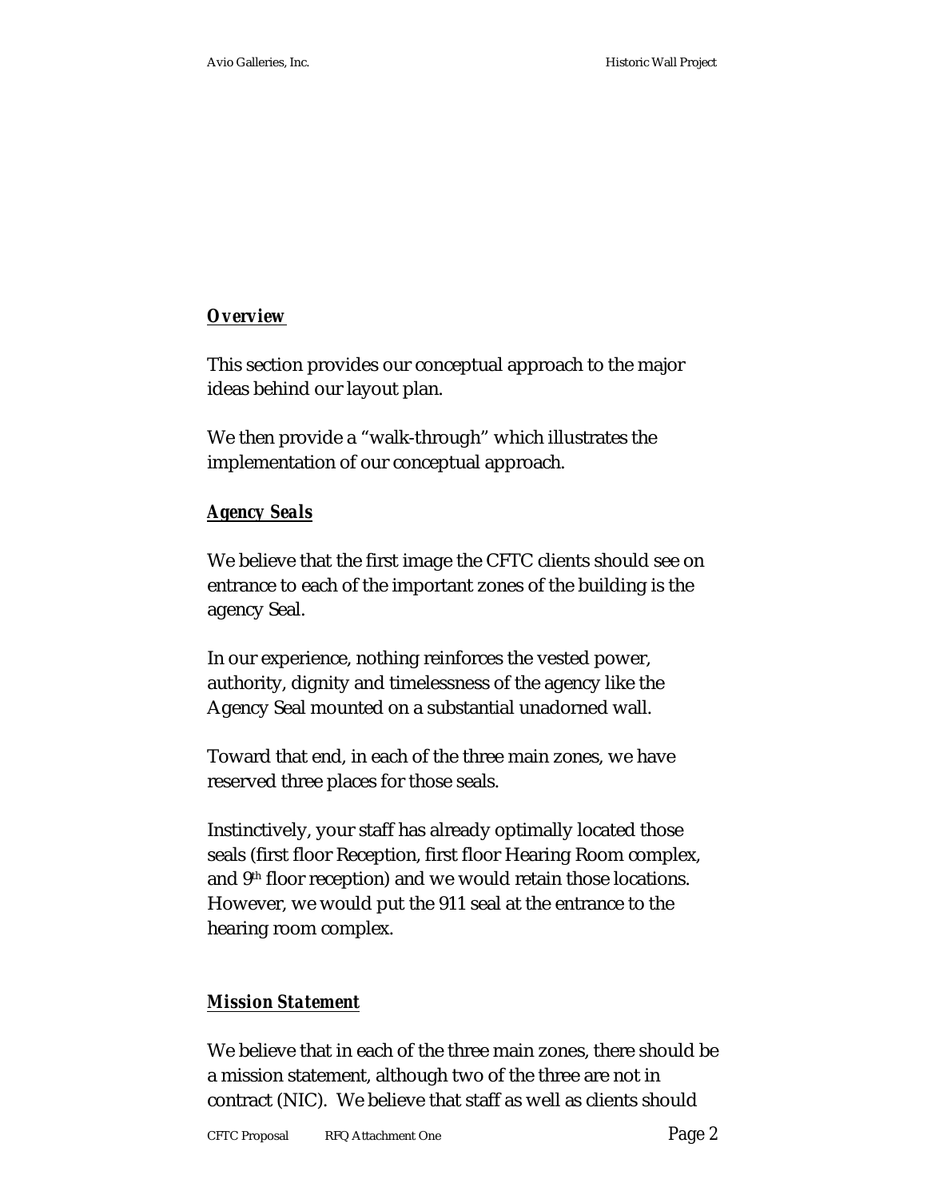***Overview***

This section provides our conceptual approach to the major ideas behind our layout plan.

We then provide a "walk-through" which illustrates the implementation of our conceptual approach.

***Agency Seals***

We believe that the first image the CFTC clients should see on entrance to each of the important zones of the building is the agency Seal.

In our experience, nothing reinforces the vested power, authority, dignity and timelessness of the agency like the Agency Seal mounted on a substantial unadorned wall.

Toward that end, in each of the three main zones, we have reserved three places for those seals.

Instinctively, your staff has already optimally located those seals (first floor Reception, first floor Hearing Room complex, and 9th floor reception) and we would retain those locations. However, we would put the 911 seal at the entrance to the hearing room complex.

***Mission Statement***

We believe that in each of the three main zones, there should be a mission statement, although two of the three are not in contract (NIC). We believe that staff as well as clients should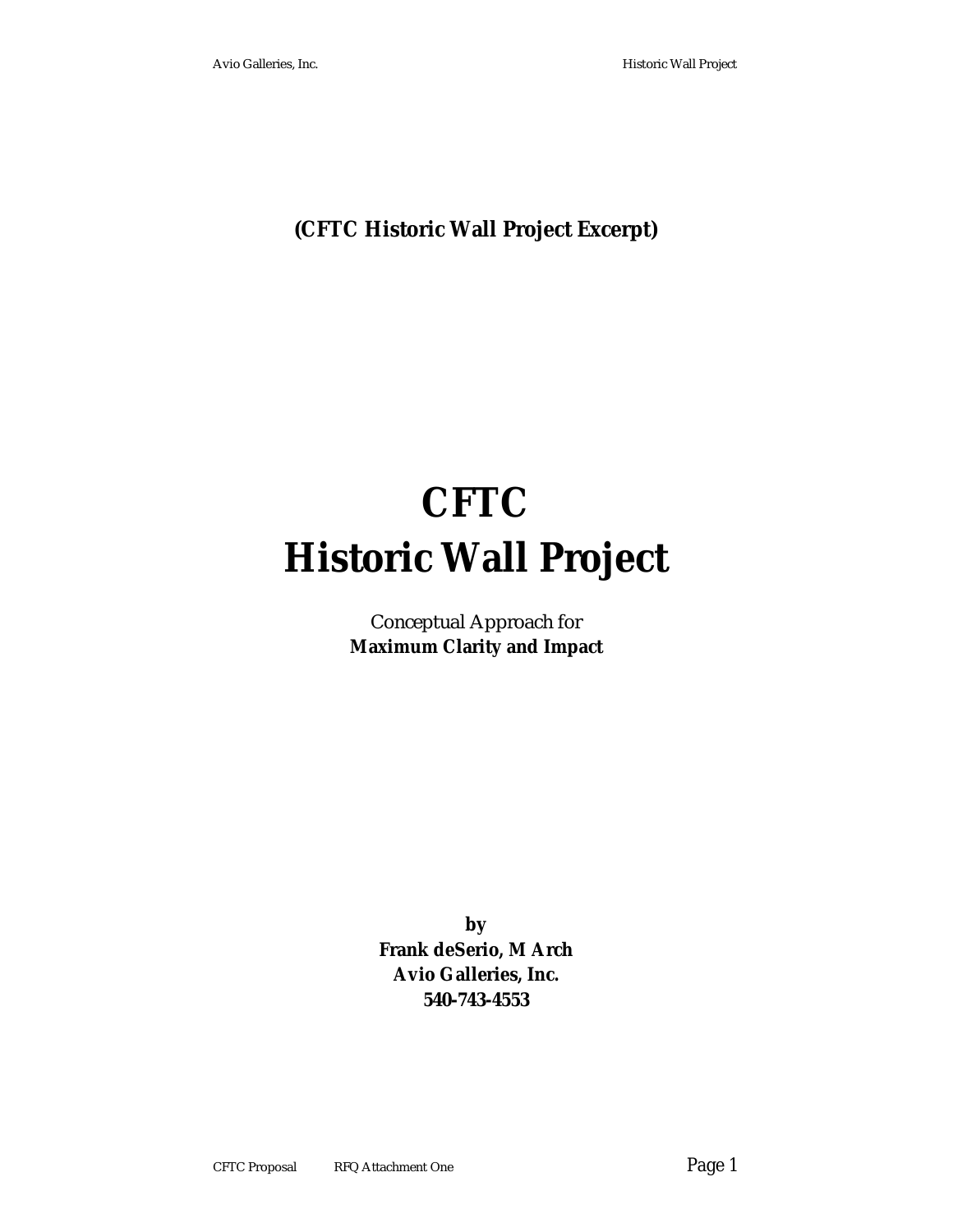**(CFTC Historic Wall Project Excerpt)**

# CFTC
# Historic Wall Project

*Conceptual Approach for*
**Maximum Clarity and Impact**

**by**
**Frank deSerio, M Arch**
**Avio Galleries, Inc.**
**540-743-4553**